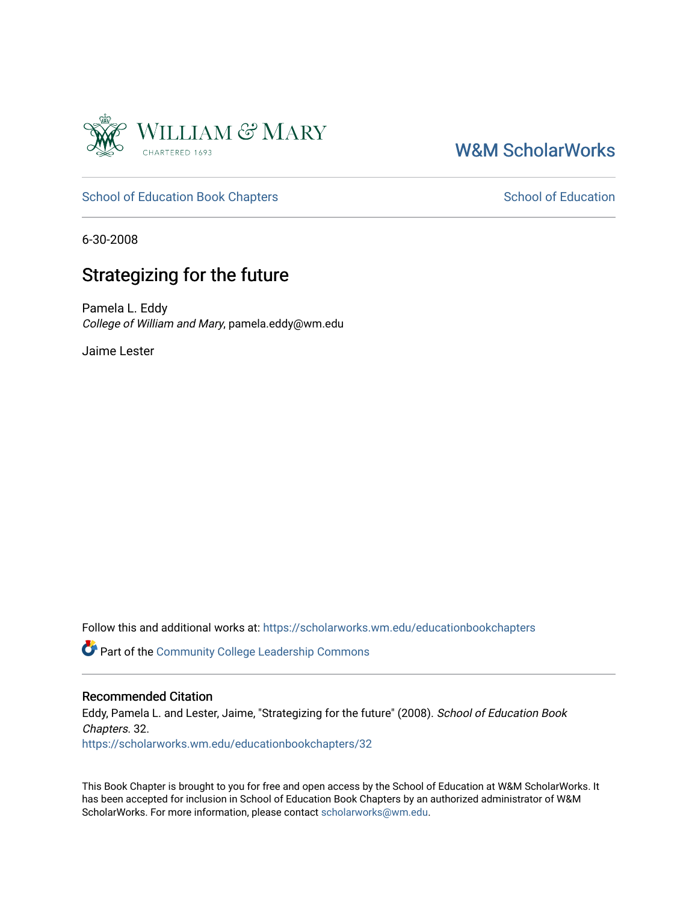William & Mary

CHARTERED 1693

W&M ScholarWorks

School of Education Book Chapters

School of Education

6-30-2008

# Strategizing for the future

Pamela L. Eddy
*College of William and Mary*, pamela.eddy@wm.edu

Jaime Lester

Follow this and additional works at: https://scholarworks.wm.edu/educationbookchapters

Part of the Community College Leadership Commons

## Recommended Citation

Eddy, Pamela L. and Lester, Jaime, "Strategizing for the future" (2008). *School of Education Book Chapters*. 32.
https://scholarworks.wm.edu/educationbookchapters/32

This Book Chapter is brought to you for free and open access by the School of Education at W&M ScholarWorks. It has been accepted for inclusion in School of Education Book Chapters by an authorized administrator of W&M ScholarWorks. For more information, please contact scholarworks@wm.edu.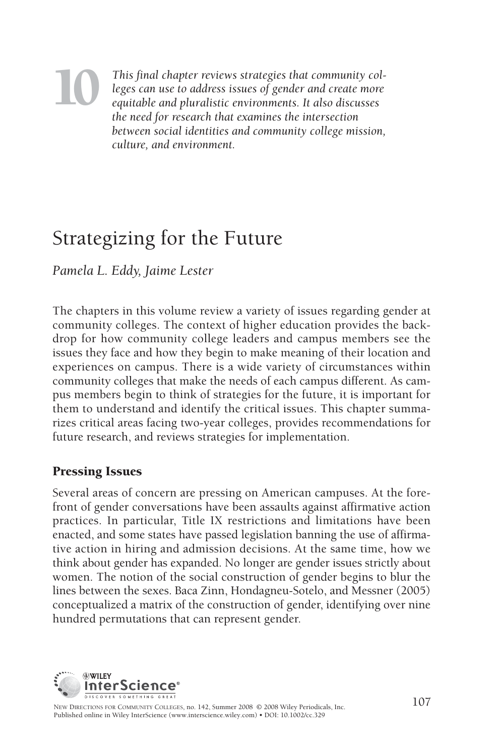10

*This final chapter reviews strategies that community colleges can use to address issues of gender and create more equitable and pluralistic environments. It also discusses the need for research that examines the intersection between social identities and community college mission, culture, and environment.*

# Strategizing for the Future

*Pamela L. Eddy, Jaime Lester*

The chapters in this volume review a variety of issues regarding gender at community colleges. The context of higher education provides the backdrop for how community college leaders and campus members see the issues they face and how they begin to make meaning of their location and experiences on campus. There is a wide variety of circumstances within community colleges that make the needs of each campus different. As campus members begin to think of strategies for the future, it is important for them to understand and identify the critical issues. This chapter summarizes critical areas facing two-year colleges, provides recommendations for future research, and reviews strategies for implementation.

## Pressing Issues

Several areas of concern are pressing on American campuses. At the forefront of gender conversations have been assaults against affirmative action practices. In particular, Title IX restrictions and limitations have been enacted, and some states have passed legislation banning the use of affirmative action in hiring and admission decisions. At the same time, how we think about gender has expanded. No longer are gender issues strictly about women. The notion of the social construction of gender begins to blur the lines between the sexes. Baca Zinn, Hondagneu-Sotelo, and Messner (2005) conceptualized a matrix of the construction of gender, identifying over nine hundred permutations that can represent gender.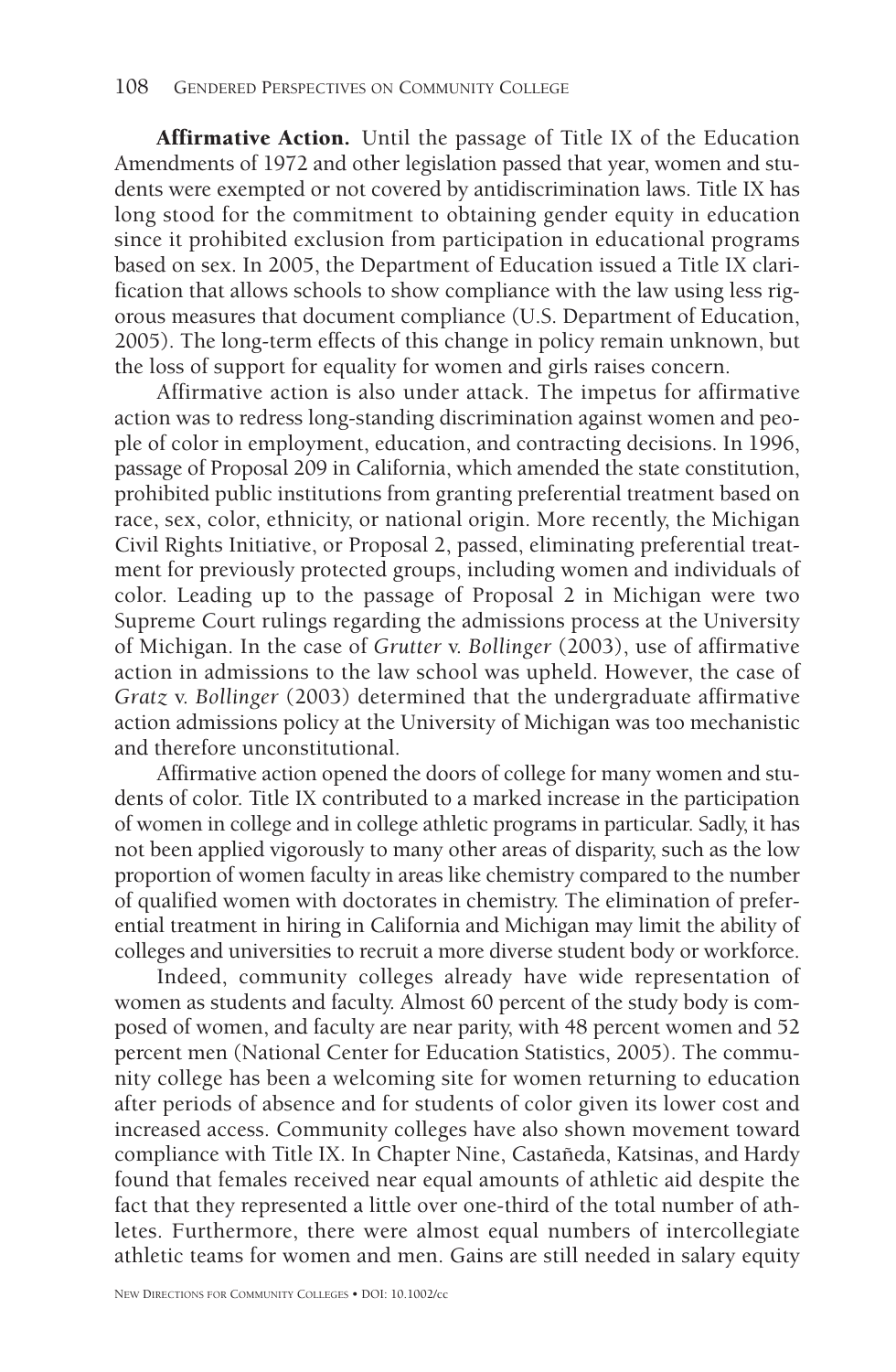**Affirmative Action.** Until the passage of Title IX of the Education Amendments of 1972 and other legislation passed that year, women and students were exempted or not covered by antidiscrimination laws. Title IX has long stood for the commitment to obtaining gender equity in education since it prohibited exclusion from participation in educational programs based on sex. In 2005, the Department of Education issued a Title IX clarification that allows schools to show compliance with the law using less rigorous measures that document compliance (U.S. Department of Education, 2005). The long-term effects of this change in policy remain unknown, but the loss of support for equality for women and girls raises concern.

Affirmative action is also under attack. The impetus for affirmative action was to redress long-standing discrimination against women and people of color in employment, education, and contracting decisions. In 1996, passage of Proposal 209 in California, which amended the state constitution, prohibited public institutions from granting preferential treatment based on race, sex, color, ethnicity, or national origin. More recently, the Michigan Civil Rights Initiative, or Proposal 2, passed, eliminating preferential treatment for previously protected groups, including women and individuals of color. Leading up to the passage of Proposal 2 in Michigan were two Supreme Court rulings regarding the admissions process at the University of Michigan. In the case of *Grutter* v. *Bollinger* (2003), use of affirmative action in admissions to the law school was upheld. However, the case of *Gratz* v. *Bollinger* (2003) determined that the undergraduate affirmative action admissions policy at the University of Michigan was too mechanistic and therefore unconstitutional.

Affirmative action opened the doors of college for many women and students of color. Title IX contributed to a marked increase in the participation of women in college and in college athletic programs in particular. Sadly, it has not been applied vigorously to many other areas of disparity, such as the low proportion of women faculty in areas like chemistry compared to the number of qualified women with doctorates in chemistry. The elimination of preferential treatment in hiring in California and Michigan may limit the ability of colleges and universities to recruit a more diverse student body or workforce.

Indeed, community colleges already have wide representation of women as students and faculty. Almost 60 percent of the study body is composed of women, and faculty are near parity, with 48 percent women and 52 percent men (National Center for Education Statistics, 2005). The community college has been a welcoming site for women returning to education after periods of absence and for students of color given its lower cost and increased access. Community colleges have also shown movement toward compliance with Title IX. In Chapter Nine, Castañeda, Katsinas, and Hardy found that females received near equal amounts of athletic aid despite the fact that they represented a little over one-third of the total number of athletes. Furthermore, there were almost equal numbers of intercollegiate athletic teams for women and men. Gains are still needed in salary equity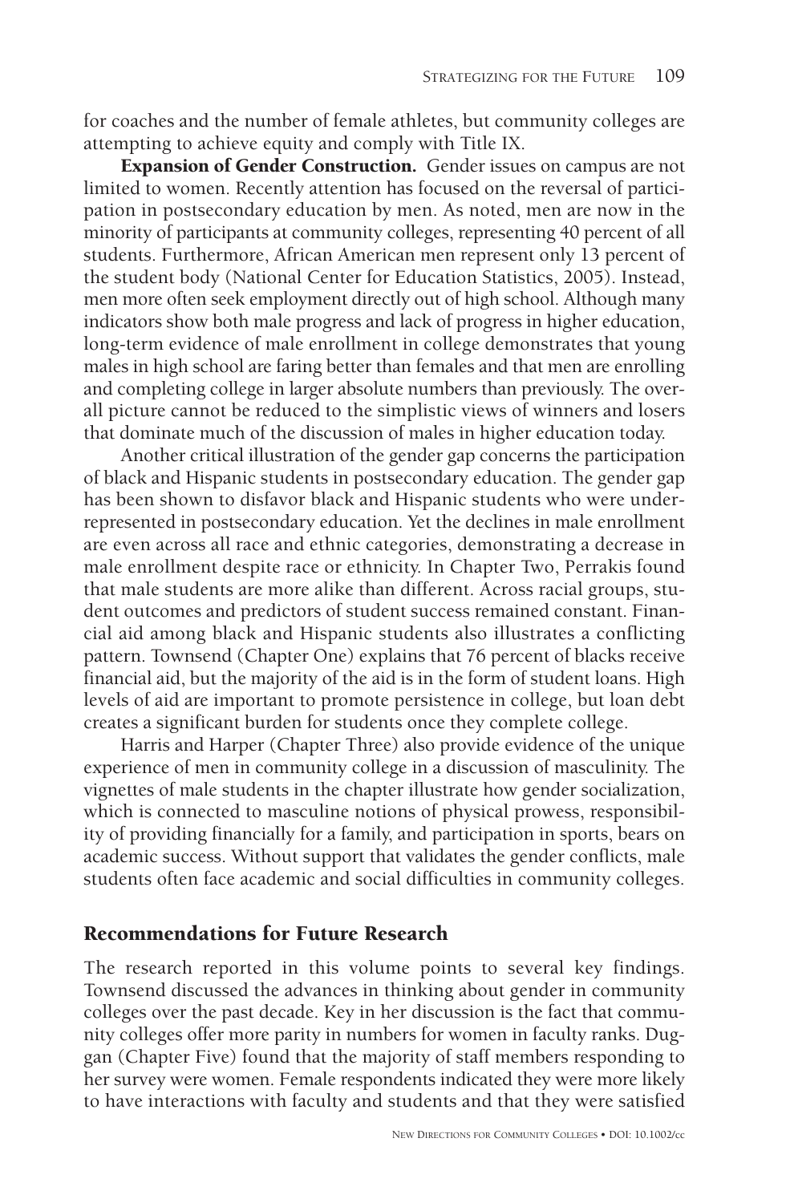for coaches and the number of female athletes, but community colleges are attempting to achieve equity and comply with Title IX.

**Expansion of Gender Construction.** Gender issues on campus are not limited to women. Recently attention has focused on the reversal of participation in postsecondary education by men. As noted, men are now in the minority of participants at community colleges, representing 40 percent of all students. Furthermore, African American men represent only 13 percent of the student body (National Center for Education Statistics, 2005). Instead, men more often seek employment directly out of high school. Although many indicators show both male progress and lack of progress in higher education, long-term evidence of male enrollment in college demonstrates that young males in high school are faring better than females and that men are enrolling and completing college in larger absolute numbers than previously. The overall picture cannot be reduced to the simplistic views of winners and losers that dominate much of the discussion of males in higher education today.

Another critical illustration of the gender gap concerns the participation of black and Hispanic students in postsecondary education. The gender gap has been shown to disfavor black and Hispanic students who were underrepresented in postsecondary education. Yet the declines in male enrollment are even across all race and ethnic categories, demonstrating a decrease in male enrollment despite race or ethnicity. In Chapter Two, Perrakis found that male students are more alike than different. Across racial groups, student outcomes and predictors of student success remained constant. Financial aid among black and Hispanic students also illustrates a conflicting pattern. Townsend (Chapter One) explains that 76 percent of blacks receive financial aid, but the majority of the aid is in the form of student loans. High levels of aid are important to promote persistence in college, but loan debt creates a significant burden for students once they complete college.

Harris and Harper (Chapter Three) also provide evidence of the unique experience of men in community college in a discussion of masculinity. The vignettes of male students in the chapter illustrate how gender socialization, which is connected to masculine notions of physical prowess, responsibility of providing financially for a family, and participation in sports, bears on academic success. Without support that validates the gender conflicts, male students often face academic and social difficulties in community colleges.

## Recommendations for Future Research

The research reported in this volume points to several key findings. Townsend discussed the advances in thinking about gender in community colleges over the past decade. Key in her discussion is the fact that community colleges offer more parity in numbers for women in faculty ranks. Duggan (Chapter Five) found that the majority of staff members responding to her survey were women. Female respondents indicated they were more likely to have interactions with faculty and students and that they were satisfied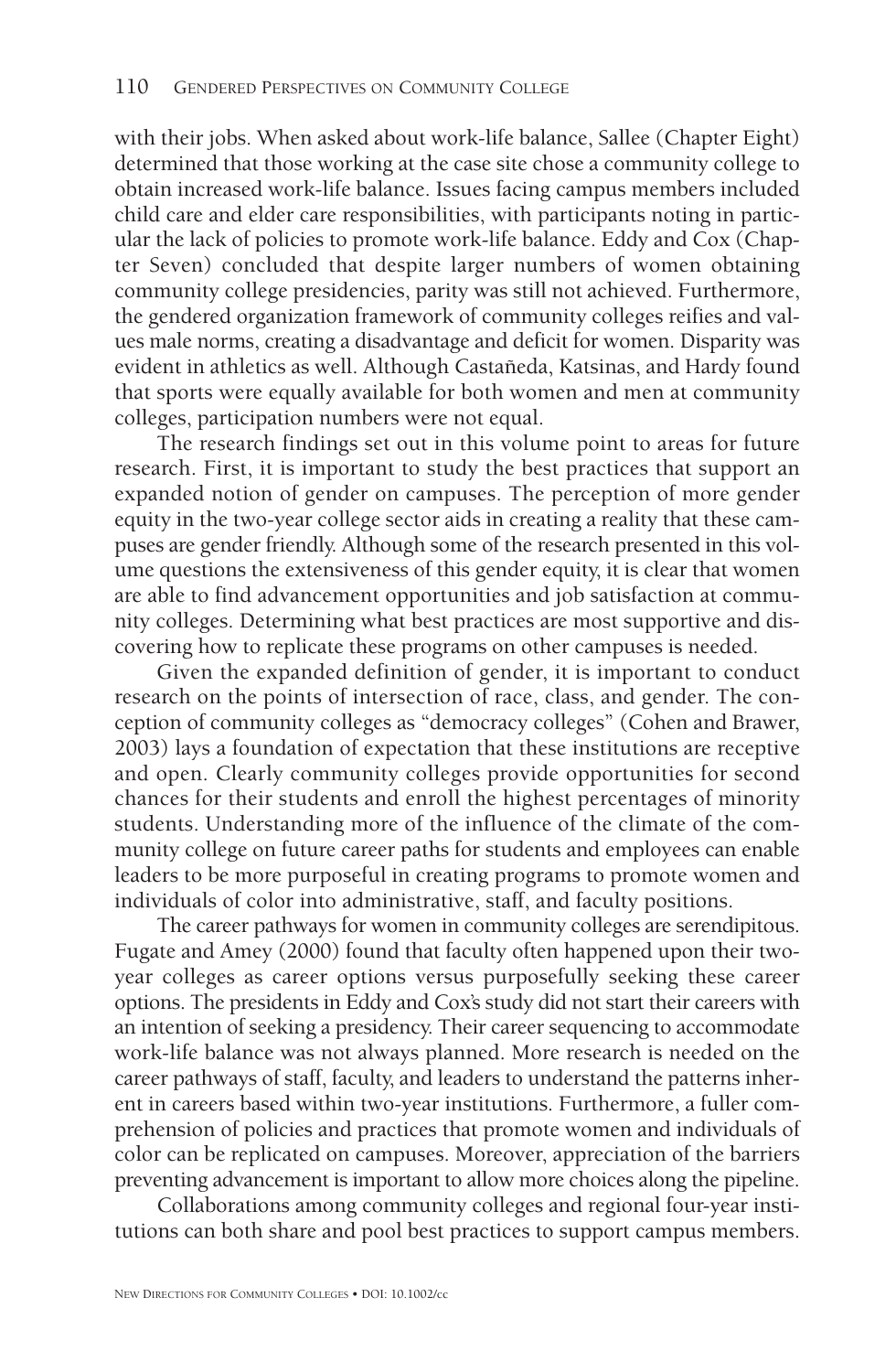with their jobs. When asked about work-life balance, Sallee (Chapter Eight) determined that those working at the case site chose a community college to obtain increased work-life balance. Issues facing campus members included child care and elder care responsibilities, with participants noting in particular the lack of policies to promote work-life balance. Eddy and Cox (Chapter Seven) concluded that despite larger numbers of women obtaining community college presidencies, parity was still not achieved. Furthermore, the gendered organization framework of community colleges reifies and values male norms, creating a disadvantage and deficit for women. Disparity was evident in athletics as well. Although Castañeda, Katsinas, and Hardy found that sports were equally available for both women and men at community colleges, participation numbers were not equal.

The research findings set out in this volume point to areas for future research. First, it is important to study the best practices that support an expanded notion of gender on campuses. The perception of more gender equity in the two-year college sector aids in creating a reality that these campuses are gender friendly. Although some of the research presented in this volume questions the extensiveness of this gender equity, it is clear that women are able to find advancement opportunities and job satisfaction at community colleges. Determining what best practices are most supportive and discovering how to replicate these programs on other campuses is needed.

Given the expanded definition of gender, it is important to conduct research on the points of intersection of race, class, and gender. The conception of community colleges as "democracy colleges" (Cohen and Brawer, 2003) lays a foundation of expectation that these institutions are receptive and open. Clearly community colleges provide opportunities for second chances for their students and enroll the highest percentages of minority students. Understanding more of the influence of the climate of the community college on future career paths for students and employees can enable leaders to be more purposeful in creating programs to promote women and individuals of color into administrative, staff, and faculty positions.

The career pathways for women in community colleges are serendipitous. Fugate and Amey (2000) found that faculty often happened upon their two-year colleges as career options versus purposefully seeking these career options. The presidents in Eddy and Cox's study did not start their careers with an intention of seeking a presidency. Their career sequencing to accommodate work-life balance was not always planned. More research is needed on the career pathways of staff, faculty, and leaders to understand the patterns inherent in careers based within two-year institutions. Furthermore, a fuller comprehension of policies and practices that promote women and individuals of color can be replicated on campuses. Moreover, appreciation of the barriers preventing advancement is important to allow more choices along the pipeline.

Collaborations among community colleges and regional four-year institutions can both share and pool best practices to support campus members.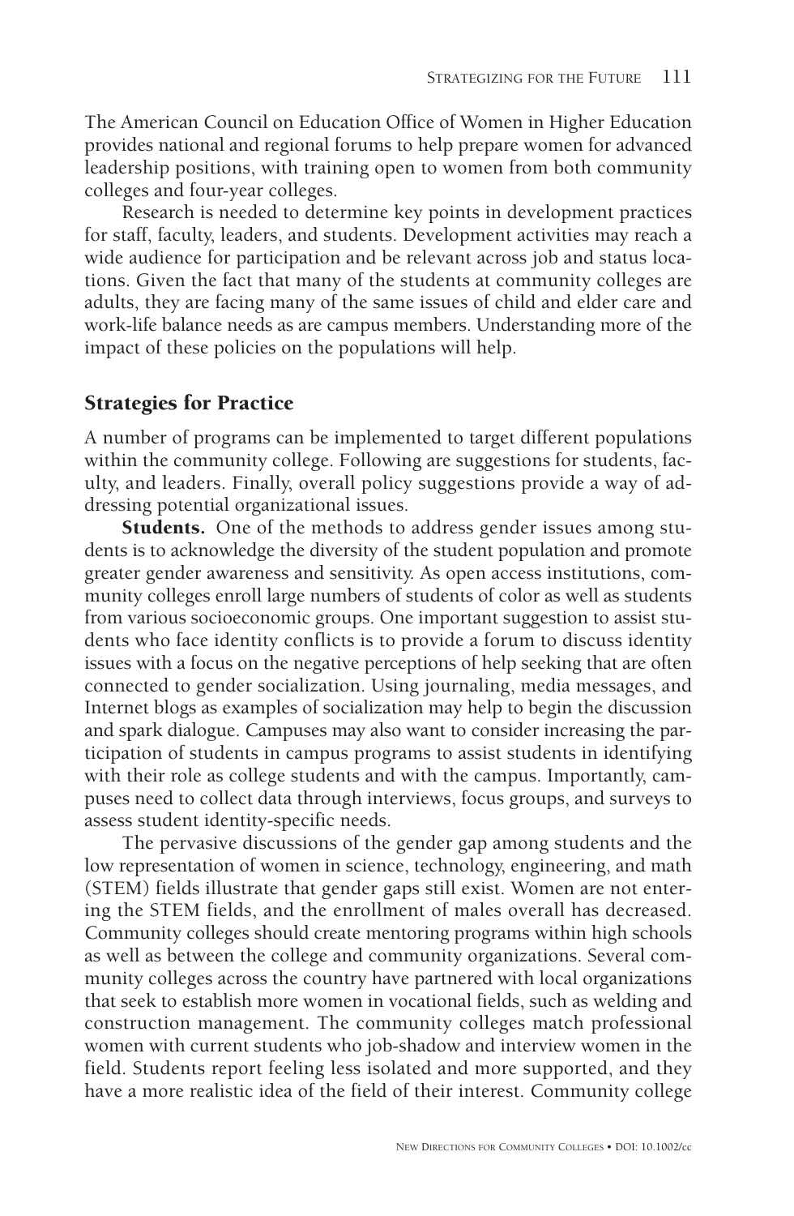The American Council on Education Office of Women in Higher Education provides national and regional forums to help prepare women for advanced leadership positions, with training open to women from both community colleges and four-year colleges.

Research is needed to determine key points in development practices for staff, faculty, leaders, and students. Development activities may reach a wide audience for participation and be relevant across job and status locations. Given the fact that many of the students at community colleges are adults, they are facing many of the same issues of child and elder care and work-life balance needs as are campus members. Understanding more of the impact of these policies on the populations will help.

## Strategies for Practice

A number of programs can be implemented to target different populations within the community college. Following are suggestions for students, faculty, and leaders. Finally, overall policy suggestions provide a way of addressing potential organizational issues.

**Students.** One of the methods to address gender issues among students is to acknowledge the diversity of the student population and promote greater gender awareness and sensitivity. As open access institutions, community colleges enroll large numbers of students of color as well as students from various socioeconomic groups. One important suggestion to assist students who face identity conflicts is to provide a forum to discuss identity issues with a focus on the negative perceptions of help seeking that are often connected to gender socialization. Using journaling, media messages, and Internet blogs as examples of socialization may help to begin the discussion and spark dialogue. Campuses may also want to consider increasing the participation of students in campus programs to assist students in identifying with their role as college students and with the campus. Importantly, campuses need to collect data through interviews, focus groups, and surveys to assess student identity-specific needs.

The pervasive discussions of the gender gap among students and the low representation of women in science, technology, engineering, and math (STEM) fields illustrate that gender gaps still exist. Women are not entering the STEM fields, and the enrollment of males overall has decreased. Community colleges should create mentoring programs within high schools as well as between the college and community organizations. Several community colleges across the country have partnered with local organizations that seek to establish more women in vocational fields, such as welding and construction management. The community colleges match professional women with current students who job-shadow and interview women in the field. Students report feeling less isolated and more supported, and they have a more realistic idea of the field of their interest. Community college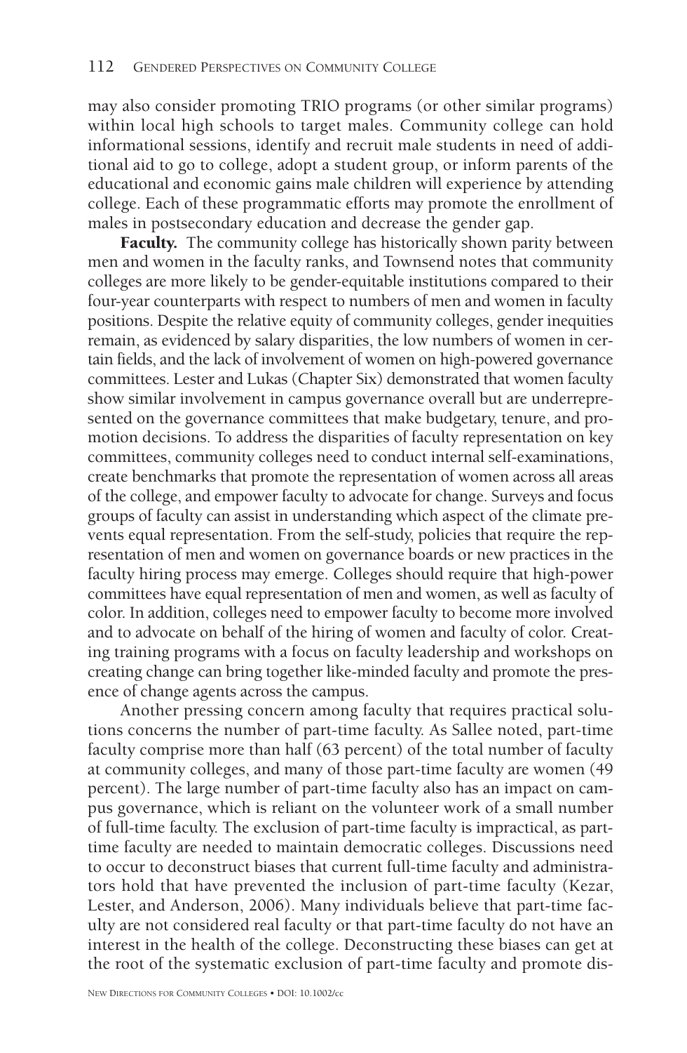may also consider promoting TRIO programs (or other similar programs) within local high schools to target males. Community college can hold informational sessions, identify and recruit male students in need of additional aid to go to college, adopt a student group, or inform parents of the educational and economic gains male children will experience by attending college. Each of these programmatic efforts may promote the enrollment of males in postsecondary education and decrease the gender gap.

**Faculty.** The community college has historically shown parity between men and women in the faculty ranks, and Townsend notes that community colleges are more likely to be gender-equitable institutions compared to their four-year counterparts with respect to numbers of men and women in faculty positions. Despite the relative equity of community colleges, gender inequities remain, as evidenced by salary disparities, the low numbers of women in certain fields, and the lack of involvement of women on high-powered governance committees. Lester and Lukas (Chapter Six) demonstrated that women faculty show similar involvement in campus governance overall but are underrepresented on the governance committees that make budgetary, tenure, and promotion decisions. To address the disparities of faculty representation on key committees, community colleges need to conduct internal self-examinations, create benchmarks that promote the representation of women across all areas of the college, and empower faculty to advocate for change. Surveys and focus groups of faculty can assist in understanding which aspect of the climate prevents equal representation. From the self-study, policies that require the representation of men and women on governance boards or new practices in the faculty hiring process may emerge. Colleges should require that high-power committees have equal representation of men and women, as well as faculty of color. In addition, colleges need to empower faculty to become more involved and to advocate on behalf of the hiring of women and faculty of color. Creating training programs with a focus on faculty leadership and workshops on creating change can bring together like-minded faculty and promote the presence of change agents across the campus.

Another pressing concern among faculty that requires practical solutions concerns the number of part-time faculty. As Sallee noted, part-time faculty comprise more than half (63 percent) of the total number of faculty at community colleges, and many of those part-time faculty are women (49 percent). The large number of part-time faculty also has an impact on campus governance, which is reliant on the volunteer work of a small number of full-time faculty. The exclusion of part-time faculty is impractical, as part-time faculty are needed to maintain democratic colleges. Discussions need to occur to deconstruct biases that current full-time faculty and administrators hold that have prevented the inclusion of part-time faculty (Kezar, Lester, and Anderson, 2006). Many individuals believe that part-time faculty are not considered real faculty or that part-time faculty do not have an interest in the health of the college. Deconstructing these biases can get at the root of the systematic exclusion of part-time faculty and promote dis-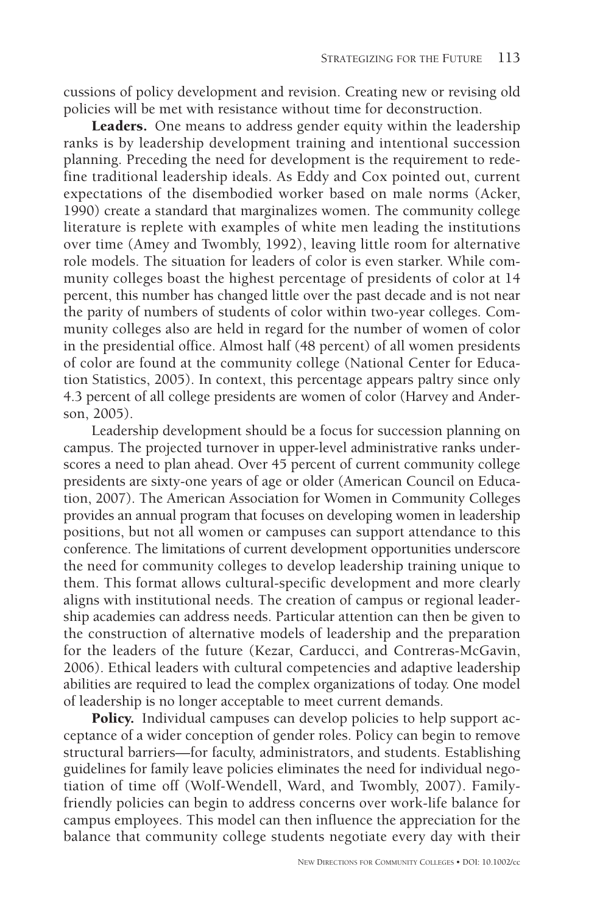cussions of policy development and revision. Creating new or revising old policies will be met with resistance without time for deconstruction.

**Leaders.** One means to address gender equity within the leadership ranks is by leadership development training and intentional succession planning. Preceding the need for development is the requirement to redefine traditional leadership ideals. As Eddy and Cox pointed out, current expectations of the disembodied worker based on male norms (Acker, 1990) create a standard that marginalizes women. The community college literature is replete with examples of white men leading the institutions over time (Amey and Twombly, 1992), leaving little room for alternative role models. The situation for leaders of color is even starker. While community colleges boast the highest percentage of presidents of color at 14 percent, this number has changed little over the past decade and is not near the parity of numbers of students of color within two-year colleges. Community colleges also are held in regard for the number of women of color in the presidential office. Almost half (48 percent) of all women presidents of color are found at the community college (National Center for Education Statistics, 2005). In context, this percentage appears paltry since only 4.3 percent of all college presidents are women of color (Harvey and Anderson, 2005).

Leadership development should be a focus for succession planning on campus. The projected turnover in upper-level administrative ranks underscores a need to plan ahead. Over 45 percent of current community college presidents are sixty-one years of age or older (American Council on Education, 2007). The American Association for Women in Community Colleges provides an annual program that focuses on developing women in leadership positions, but not all women or campuses can support attendance to this conference. The limitations of current development opportunities underscore the need for community colleges to develop leadership training unique to them. This format allows cultural-specific development and more clearly aligns with institutional needs. The creation of campus or regional leadership academies can address needs. Particular attention can then be given to the construction of alternative models of leadership and the preparation for the leaders of the future (Kezar, Carducci, and Contreras-McGavin, 2006). Ethical leaders with cultural competencies and adaptive leadership abilities are required to lead the complex organizations of today. One model of leadership is no longer acceptable to meet current demands.

**Policy.** Individual campuses can develop policies to help support acceptance of a wider conception of gender roles. Policy can begin to remove structural barriers—for faculty, administrators, and students. Establishing guidelines for family leave policies eliminates the need for individual negotiation of time off (Wolf-Wendell, Ward, and Twombly, 2007). Family-friendly policies can begin to address concerns over work-life balance for campus employees. This model can then influence the appreciation for the balance that community college students negotiate every day with their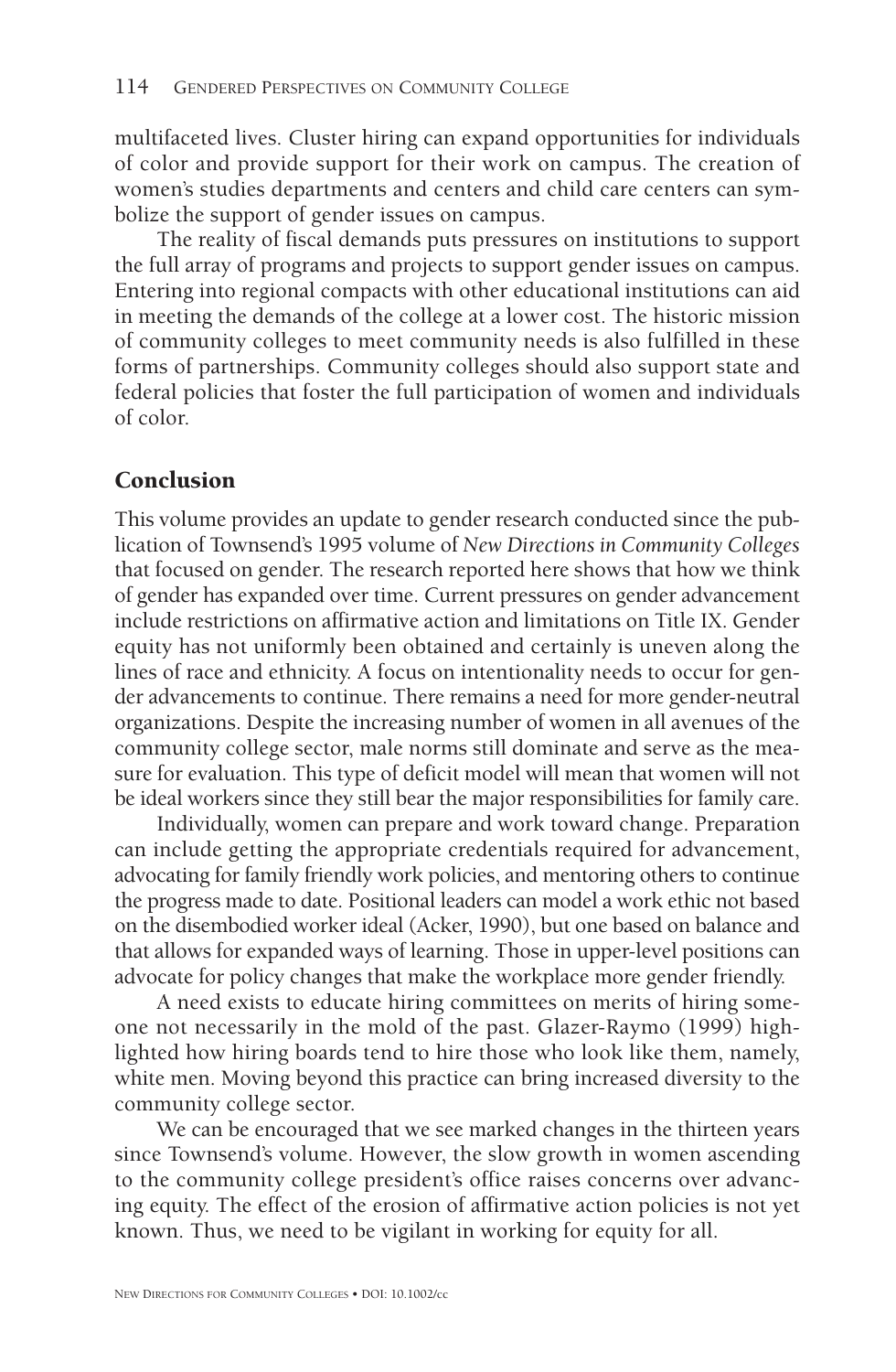multifaceted lives. Cluster hiring can expand opportunities for individuals of color and provide support for their work on campus. The creation of women's studies departments and centers and child care centers can symbolize the support of gender issues on campus.

The reality of fiscal demands puts pressures on institutions to support the full array of programs and projects to support gender issues on campus. Entering into regional compacts with other educational institutions can aid in meeting the demands of the college at a lower cost. The historic mission of community colleges to meet community needs is also fulfilled in these forms of partnerships. Community colleges should also support state and federal policies that foster the full participation of women and individuals of color.

## Conclusion

This volume provides an update to gender research conducted since the publication of Townsend's 1995 volume of *New Directions in Community Colleges* that focused on gender. The research reported here shows that how we think of gender has expanded over time. Current pressures on gender advancement include restrictions on affirmative action and limitations on Title IX. Gender equity has not uniformly been obtained and certainly is uneven along the lines of race and ethnicity. A focus on intentionality needs to occur for gender advancements to continue. There remains a need for more gender-neutral organizations. Despite the increasing number of women in all avenues of the community college sector, male norms still dominate and serve as the measure for evaluation. This type of deficit model will mean that women will not be ideal workers since they still bear the major responsibilities for family care.

Individually, women can prepare and work toward change. Preparation can include getting the appropriate credentials required for advancement, advocating for family friendly work policies, and mentoring others to continue the progress made to date. Positional leaders can model a work ethic not based on the disembodied worker ideal (Acker, 1990), but one based on balance and that allows for expanded ways of learning. Those in upper-level positions can advocate for policy changes that make the workplace more gender friendly.

A need exists to educate hiring committees on merits of hiring someone not necessarily in the mold of the past. Glazer-Raymo (1999) highlighted how hiring boards tend to hire those who look like them, namely, white men. Moving beyond this practice can bring increased diversity to the community college sector.

We can be encouraged that we see marked changes in the thirteen years since Townsend's volume. However, the slow growth in women ascending to the community college president's office raises concerns over advancing equity. The effect of the erosion of affirmative action policies is not yet known. Thus, we need to be vigilant in working for equity for all.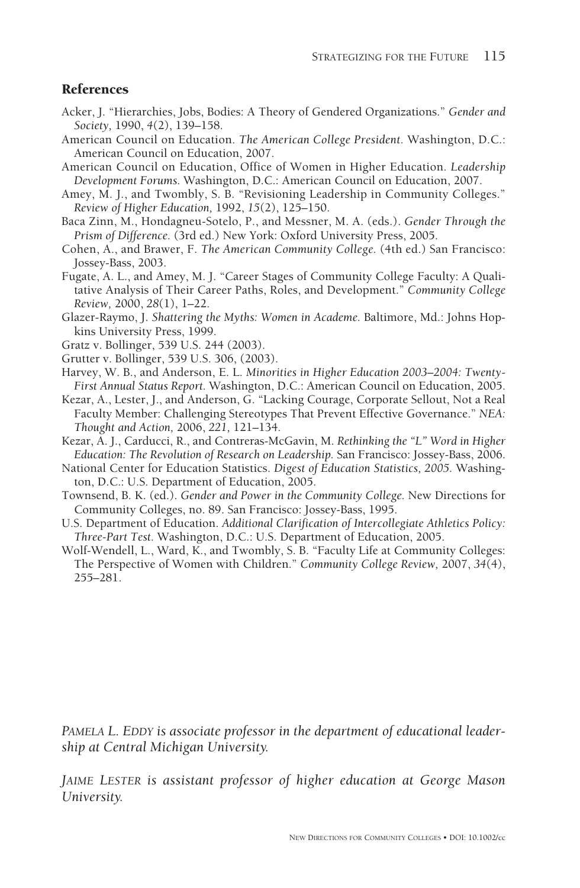## References

Acker, J. "Hierarchies, Jobs, Bodies: A Theory of Gendered Organizations." *Gender and Society,* 1990, *4*(2), 139–158.

American Council on Education. *The American College President.* Washington, D.C.: American Council on Education, 2007.

American Council on Education, Office of Women in Higher Education. *Leadership Development Forums.* Washington, D.C.: American Council on Education, 2007.

Amey, M. J., and Twombly, S. B. "Revisioning Leadership in Community Colleges." *Review of Higher Education,* 1992, *15*(2), 125–150.

Baca Zinn, M., Hondagneu-Sotelo, P., and Messner, M. A. (eds.). *Gender Through the Prism of Difference.* (3rd ed.) New York: Oxford University Press, 2005.

Cohen, A., and Brawer, F. *The American Community College.* (4th ed.) San Francisco: Jossey-Bass, 2003.

Fugate, A. L., and Amey, M. J. "Career Stages of Community College Faculty: A Qualitative Analysis of Their Career Paths, Roles, and Development." *Community College Review,* 2000, *28*(1), 1–22.

Glazer-Raymo, J. *Shattering the Myths: Women in Academe.* Baltimore, Md.: Johns Hopkins University Press, 1999.

Gratz v. Bollinger, 539 U.S. 244 (2003).

Grutter v. Bollinger, 539 U.S. 306, (2003).

Harvey, W. B., and Anderson, E. L. *Minorities in Higher Education 2003–2004: Twenty-First Annual Status Report.* Washington, D.C.: American Council on Education, 2005.

Kezar, A., Lester, J., and Anderson, G. "Lacking Courage, Corporate Sellout, Not a Real Faculty Member: Challenging Stereotypes That Prevent Effective Governance." *NEA: Thought and Action,* 2006, *221,* 121–134.

Kezar, A. J., Carducci, R., and Contreras-McGavin, M. *Rethinking the "L" Word in Higher Education: The Revolution of Research on Leadership.* San Francisco: Jossey-Bass, 2006.

National Center for Education Statistics. *Digest of Education Statistics, 2005.* Washington, D.C.: U.S. Department of Education, 2005.

Townsend, B. K. (ed.). *Gender and Power in the Community College.* New Directions for Community Colleges, no. 89. San Francisco: Jossey-Bass, 1995.

U.S. Department of Education. *Additional Clarification of Intercollegiate Athletics Policy: Three-Part Test.* Washington, D.C.: U.S. Department of Education, 2005.

Wolf-Wendell, L., Ward, K., and Twombly, S. B. "Faculty Life at Community Colleges: The Perspective of Women with Children." *Community College Review,* 2007, *34*(4), 255–281.

*PAMELA L. EDDY is associate professor in the department of educational leadership at Central Michigan University.*

*JAIME LESTER is assistant professor of higher education at George Mason University.*